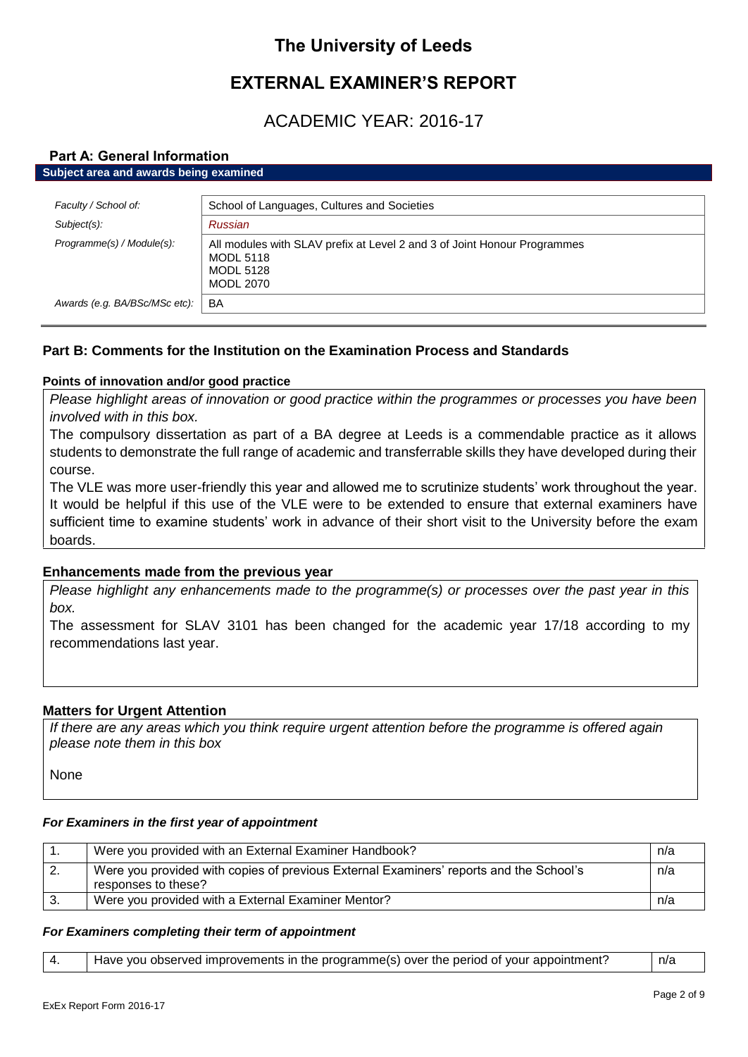# The University of Leeds

# EXTERNAL EXAMINER'S REPORT

## ACADEMIC YEAR: 2016-17

### Part A: General Information

**Subject area and awards being examined**

| | |
|---|---|
| *Faculty / School of:* | School of Languages, Cultures and Societies |
| *Subject(s):* | *Russian* |
| *Programme(s) / Module(s):* | All modules with SLAV prefix at Level 2 and 3 of Joint Honour Programmes<br>MODL 5118<br>MODL 5128<br>MODL 2070 |
| *Awards (e.g. BA/BSc/MSc etc):* | BA |

### Part B: Comments for the Institution on the Examination Process and Standards

**Points of innovation and/or good practice**

*Please highlight areas of innovation or good practice within the programmes or processes you have been involved with in this box.*

The compulsory dissertation as part of a BA degree at Leeds is a commendable practice as it allows students to demonstrate the full range of academic and transferrable skills they have developed during their course.

The VLE was more user-friendly this year and allowed me to scrutinize students' work throughout the year. It would be helpful if this use of the VLE were to be extended to ensure that external examiners have sufficient time to examine students' work in advance of their short visit to the University before the exam boards.

**Enhancements made from the previous year**

*Please highlight any enhancements made to the programme(s) or processes over the past year in this box.*

The assessment for SLAV 3101 has been changed for the academic year 17/18 according to my recommendations last year.

**Matters for Urgent Attention**

*If there are any areas which you think require urgent attention before the programme is offered again please note them in this box*

None

***For Examiners in the first year of appointment***

| | | |
|---|---|---|
| 1. | Were you provided with an External Examiner Handbook? | n/a |
| 2. | Were you provided with copies of previous External Examiners' reports and the School's responses to these? | n/a |
| 3. | Were you provided with a External Examiner Mentor? | n/a |

***For Examiners completing their term of appointment***

| | | |
|---|---|---|
| 4. | Have you observed improvements in the programme(s) over the period of your appointment? | n/a |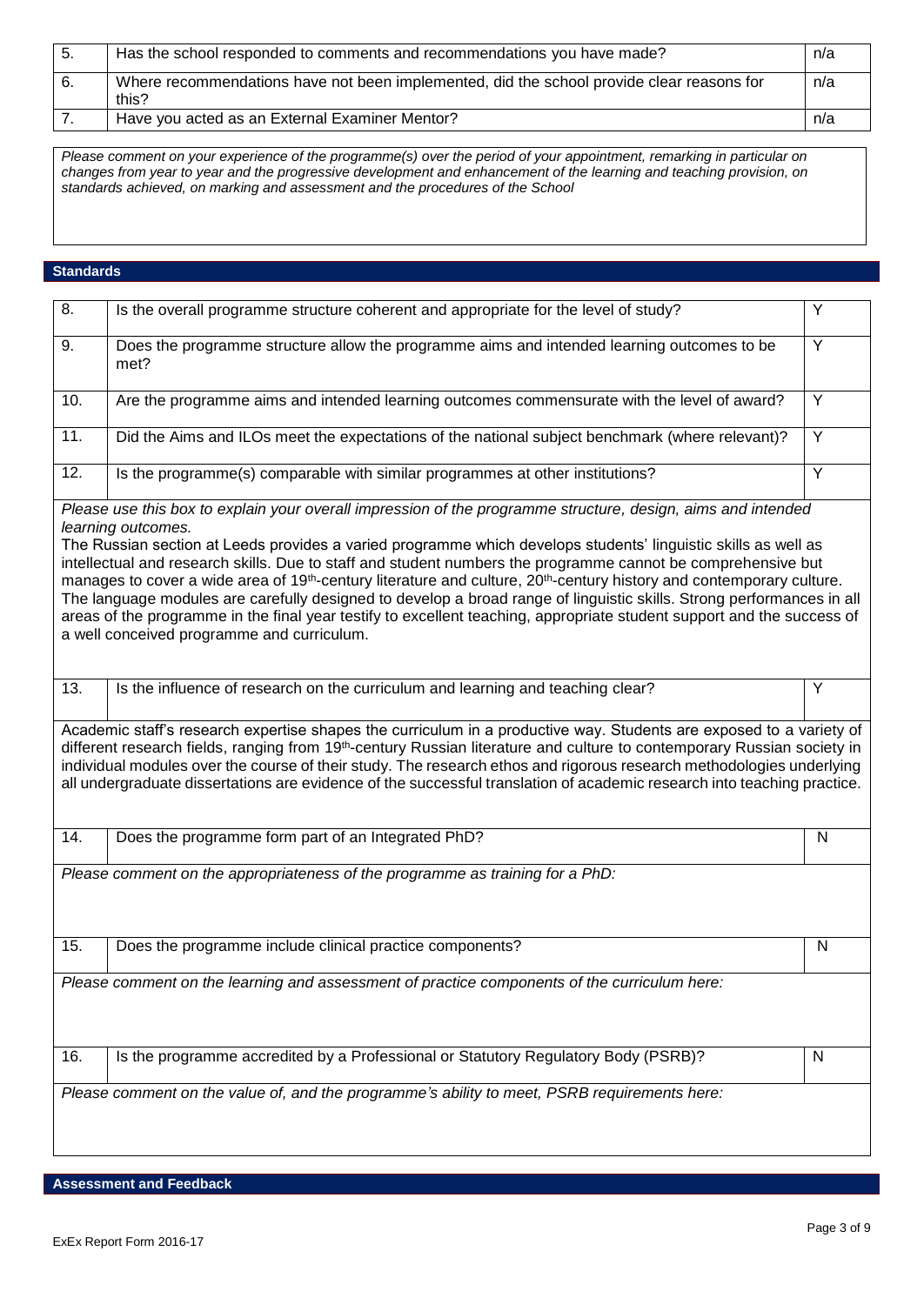| 5. | Has the school responded to comments and recommendations you have made? | n/a |
|---|---|---|
| 6. | Where recommendations have not been implemented, did the school provide clear reasons for this? | n/a |
| 7. | Have you acted as an External Examiner Mentor? | n/a |

*Please comment on your experience of the programme(s) over the period of your appointment, remarking in particular on changes from year to year and the progressive development and enhancement of the learning and teaching provision, on standards achieved, on marking and assessment and the procedures of the School*

## Standards

| 8. | Is the overall programme structure coherent and appropriate for the level of study? | Y |
|---|---|---|
| 9. | Does the programme structure allow the programme aims and intended learning outcomes to be met? | Y |
| 10. | Are the programme aims and intended learning outcomes commensurate with the level of award? | Y |
| 11. | Did the Aims and ILOs meet the expectations of the national subject benchmark (where relevant)? | Y |
| 12. | Is the programme(s) comparable with similar programmes at other institutions? | Y |

*Please use this box to explain your overall impression of the programme structure, design, aims and intended learning outcomes.*

The Russian section at Leeds provides a varied programme which develops students' linguistic skills as well as intellectual and research skills. Due to staff and student numbers the programme cannot be comprehensive but manages to cover a wide area of 19th-century literature and culture, 20th-century history and contemporary culture. The language modules are carefully designed to develop a broad range of linguistic skills. Strong performances in all areas of the programme in the final year testify to excellent teaching, appropriate student support and the success of a well conceived programme and curriculum.

| 13. | Is the influence of research on the curriculum and learning and teaching clear? | Y |
|---|---|---|

Academic staff's research expertise shapes the curriculum in a productive way. Students are exposed to a variety of different research fields, ranging from 19th-century Russian literature and culture to contemporary Russian society in individual modules over the course of their study. The research ethos and rigorous research methodologies underlying all undergraduate dissertations are evidence of the successful translation of academic research into teaching practice.

| 14. | Does the programme form part of an Integrated PhD? | N |
|---|---|---|

*Please comment on the appropriateness of the programme as training for a PhD:*

| 15. | Does the programme include clinical practice components? | N |
|---|---|---|

*Please comment on the learning and assessment of practice components of the curriculum here:*

| 16. | Is the programme accredited by a Professional or Statutory Regulatory Body (PSRB)? | N |
|---|---|---|

*Please comment on the value of, and the programme's ability to meet, PSRB requirements here:*

## Assessment and Feedback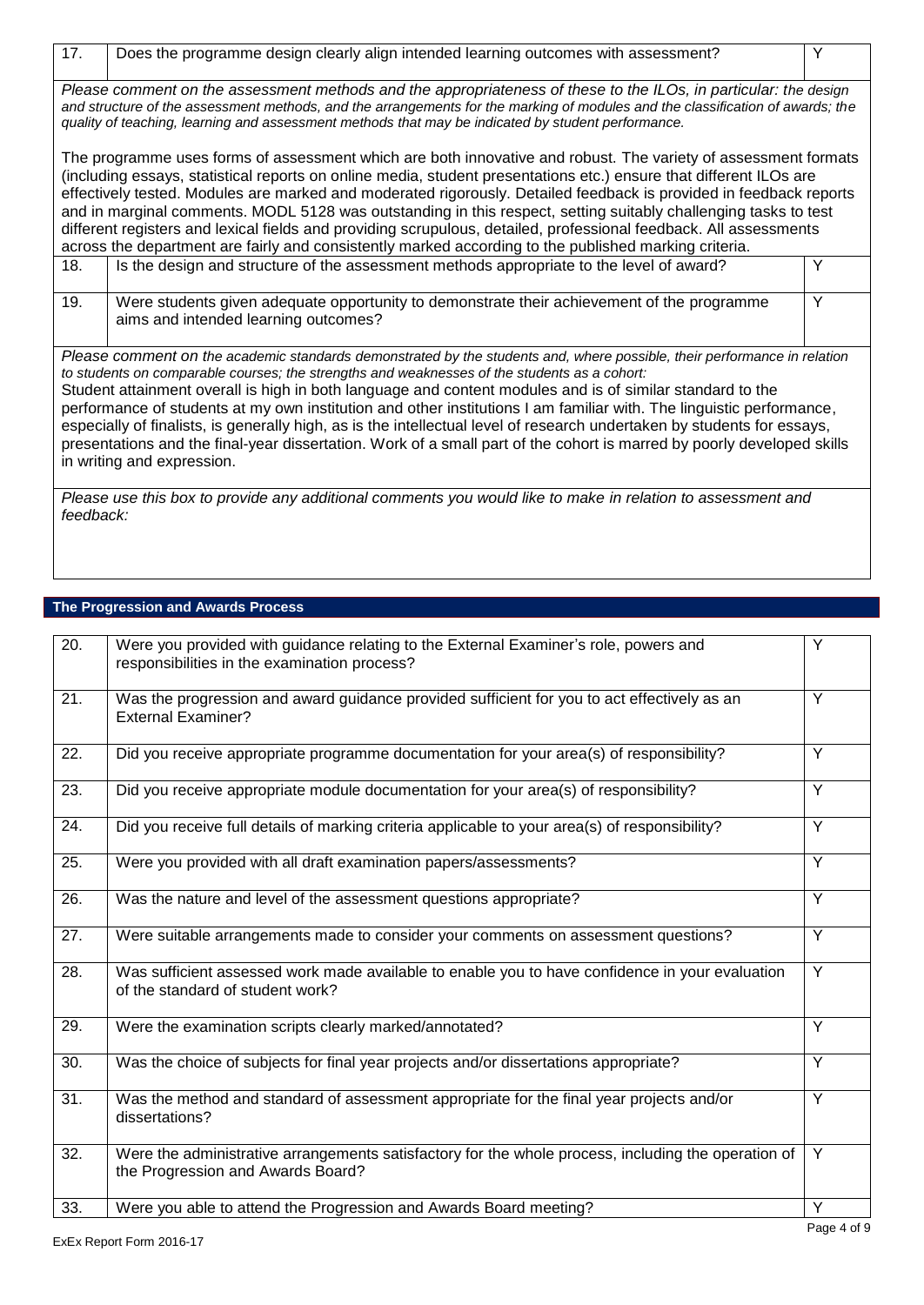| | | |
|---|---|---|
| 17. | Does the programme design clearly align intended learning outcomes with assessment? | Y |

*Please comment on the assessment methods and the appropriateness of these to the ILOs, in particular: the design and structure of the assessment methods, and the arrangements for the marking of modules and the classification of awards; the quality of teaching, learning and assessment methods that may be indicated by student performance.*

The programme uses forms of assessment which are both innovative and robust. The variety of assessment formats (including essays, statistical reports on online media, student presentations etc.) ensure that different ILOs are effectively tested. Modules are marked and moderated rigorously. Detailed feedback is provided in feedback reports and in marginal comments. MODL 5128 was outstanding in this respect, setting suitably challenging tasks to test different registers and lexical fields and providing scrupulous, detailed, professional feedback. All assessments across the department are fairly and consistently marked according to the published marking criteria.

| | | |
|---|---|---|
| 18. | Is the design and structure of the assessment methods appropriate to the level of award? | Y |
| 19. | Were students given adequate opportunity to demonstrate their achievement of the programme aims and intended learning outcomes? | Y |

*Please comment on the academic standards demonstrated by the students and, where possible, their performance in relation to students on comparable courses; the strengths and weaknesses of the students as a cohort:*

Student attainment overall is high in both language and content modules and is of similar standard to the performance of students at my own institution and other institutions I am familiar with. The linguistic performance, especially of finalists, is generally high, as is the intellectual level of research undertaken by students for essays, presentations and the final-year dissertation. Work of a small part of the cohort is marred by poorly developed skills in writing and expression.

*Please use this box to provide any additional comments you would like to make in relation to assessment and feedback:*

## The Progression and Awards Process

| | | |
|---|---|---|
| 20. | Were you provided with guidance relating to the External Examiner's role, powers and responsibilities in the examination process? | Y |
| 21. | Was the progression and award guidance provided sufficient for you to act effectively as an External Examiner? | Y |
| 22. | Did you receive appropriate programme documentation for your area(s) of responsibility? | Y |
| 23. | Did you receive appropriate module documentation for your area(s) of responsibility? | Y |
| 24. | Did you receive full details of marking criteria applicable to your area(s) of responsibility? | Y |
| 25. | Were you provided with all draft examination papers/assessments? | Y |
| 26. | Was the nature and level of the assessment questions appropriate? | Y |
| 27. | Were suitable arrangements made to consider your comments on assessment questions? | Y |
| 28. | Was sufficient assessed work made available to enable you to have confidence in your evaluation of the standard of student work? | Y |
| 29. | Were the examination scripts clearly marked/annotated? | Y |
| 30. | Was the choice of subjects for final year projects and/or dissertations appropriate? | Y |
| 31. | Was the method and standard of assessment appropriate for the final year projects and/or dissertations? | Y |
| 32. | Were the administrative arrangements satisfactory for the whole process, including the operation of the Progression and Awards Board? | Y |
| 33. | Were you able to attend the Progression and Awards Board meeting? | Y |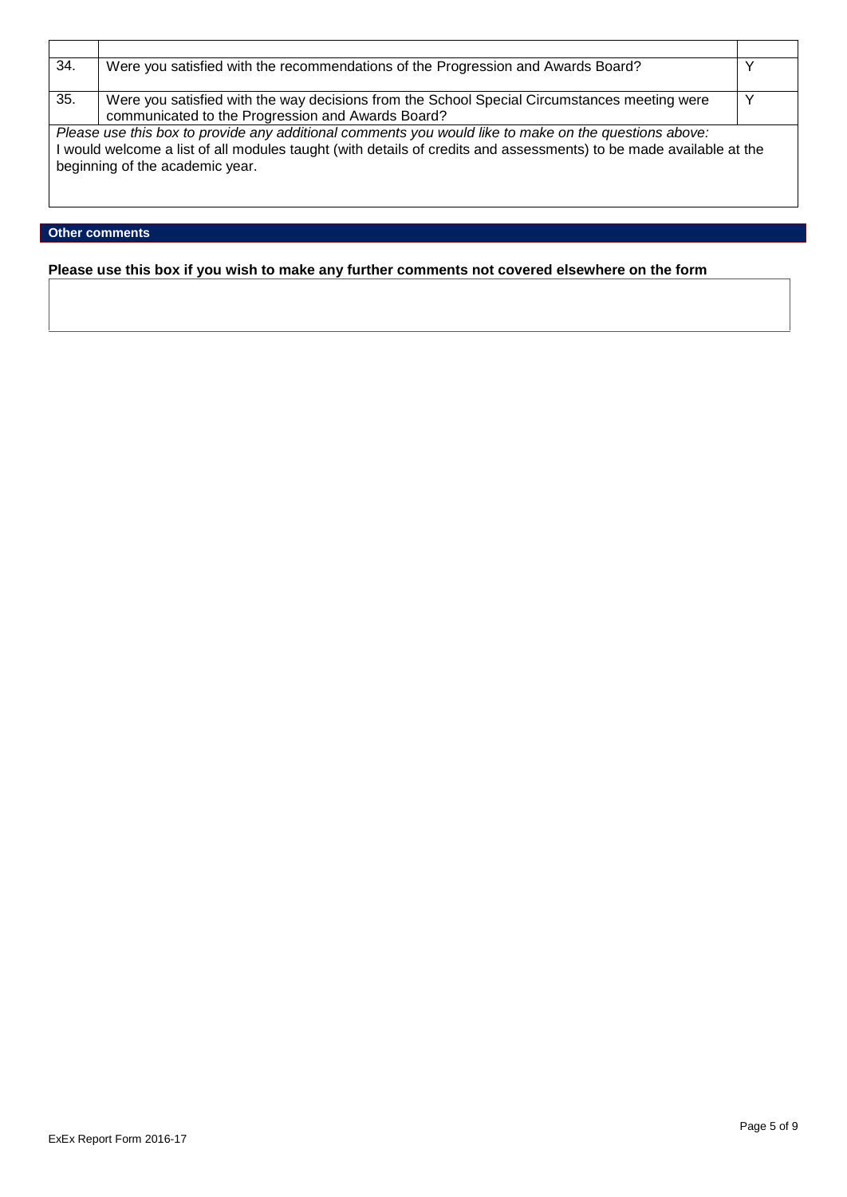| | | |
|---|---|---|
| 34. | Were you satisfied with the recommendations of the Progression and Awards Board? | Y |
| 35. | Were you satisfied with the way decisions from the School Special Circumstances meeting were communicated to the Progression and Awards Board? | Y |

*Please use this box to provide any additional comments you would like to make on the questions above:*

I would welcome a list of all modules taught (with details of credits and assessments) to be made available at the beginning of the academic year.

## Other comments

**Please use this box if you wish to make any further comments not covered elsewhere on the form**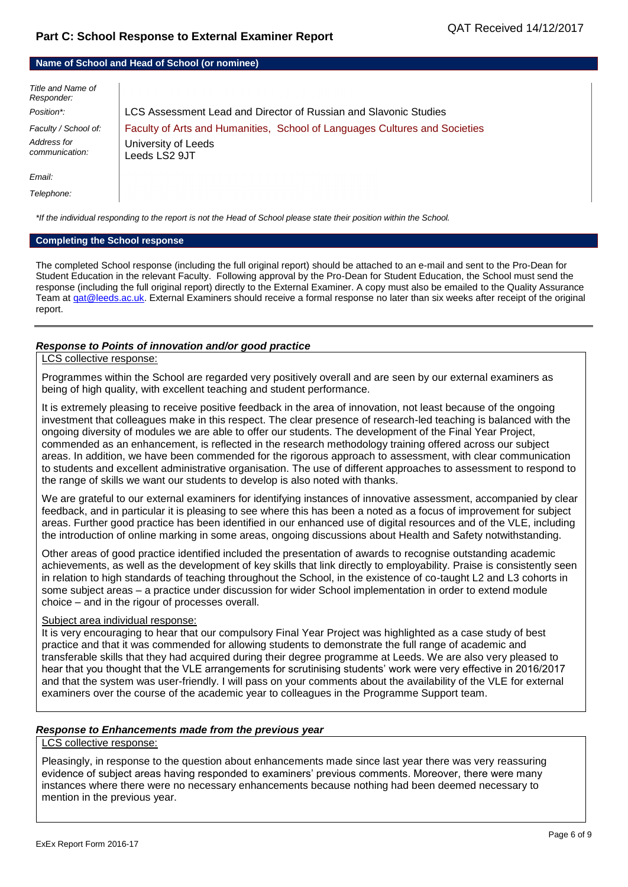## Part C: School Response to External Examiner Report

QAT Received 14/12/2017

### Name of School and Head of School (or nominee)

| | |
|---|---|
| *Title and Name of Responder:* | |
| *Position\*:* | LCS Assessment Lead and Director of Russian and Slavonic Studies |
| *Faculty / School of:* | Faculty of Arts and Humanities, School of Languages Cultures and Societies |
| *Address for communication:* | University of Leeds<br>Leeds LS2 9JT |
| *Email:* | |
| *Telephone:* | |

*\*If the individual responding to the report is not the Head of School please state their position within the School.*

### Completing the School response

The completed School response (including the full original report) should be attached to an e-mail and sent to the Pro-Dean for Student Education in the relevant Faculty. Following approval by the Pro-Dean for Student Education, the School must send the response (including the full original report) directly to the External Examiner. A copy must also be emailed to the Quality Assurance Team at qat@leeds.ac.uk. External Examiners should receive a formal response no later than six weeks after receipt of the original report.

### *Response to Points of innovation and/or good practice*

LCS collective response:

Programmes within the School are regarded very positively overall and are seen by our external examiners as being of high quality, with excellent teaching and student performance.

It is extremely pleasing to receive positive feedback in the area of innovation, not least because of the ongoing investment that colleagues make in this respect. The clear presence of research-led teaching is balanced with the ongoing diversity of modules we are able to offer our students. The development of the Final Year Project, commended as an enhancement, is reflected in the research methodology training offered across our subject areas. In addition, we have been commended for the rigorous approach to assessment, with clear communication to students and excellent administrative organisation. The use of different approaches to assessment to respond to the range of skills we want our students to develop is also noted with thanks.

We are grateful to our external examiners for identifying instances of innovative assessment, accompanied by clear feedback, and in particular it is pleasing to see where this has been a noted as a focus of improvement for subject areas. Further good practice has been identified in our enhanced use of digital resources and of the VLE, including the introduction of online marking in some areas, ongoing discussions about Health and Safety notwithstanding.

Other areas of good practice identified included the presentation of awards to recognise outstanding academic achievements, as well as the development of key skills that link directly to employability. Praise is consistently seen in relation to high standards of teaching throughout the School, in the existence of co-taught L2 and L3 cohorts in some subject areas – a practice under discussion for wider School implementation in order to extend module choice – and in the rigour of processes overall.

Subject area individual response:

It is very encouraging to hear that our compulsory Final Year Project was highlighted as a case study of best practice and that it was commended for allowing students to demonstrate the full range of academic and transferable skills that they had acquired during their degree programme at Leeds. We are also very pleased to hear that you thought that the VLE arrangements for scrutinising students' work were very effective in 2016/2017 and that the system was user-friendly. I will pass on your comments about the availability of the VLE for external examiners over the course of the academic year to colleagues in the Programme Support team.

### *Response to Enhancements made from the previous year*

LCS collective response:

Pleasingly, in response to the question about enhancements made since last year there was very reassuring evidence of subject areas having responded to examiners' previous comments. Moreover, there were many instances where there were no necessary enhancements because nothing had been deemed necessary to mention in the previous year.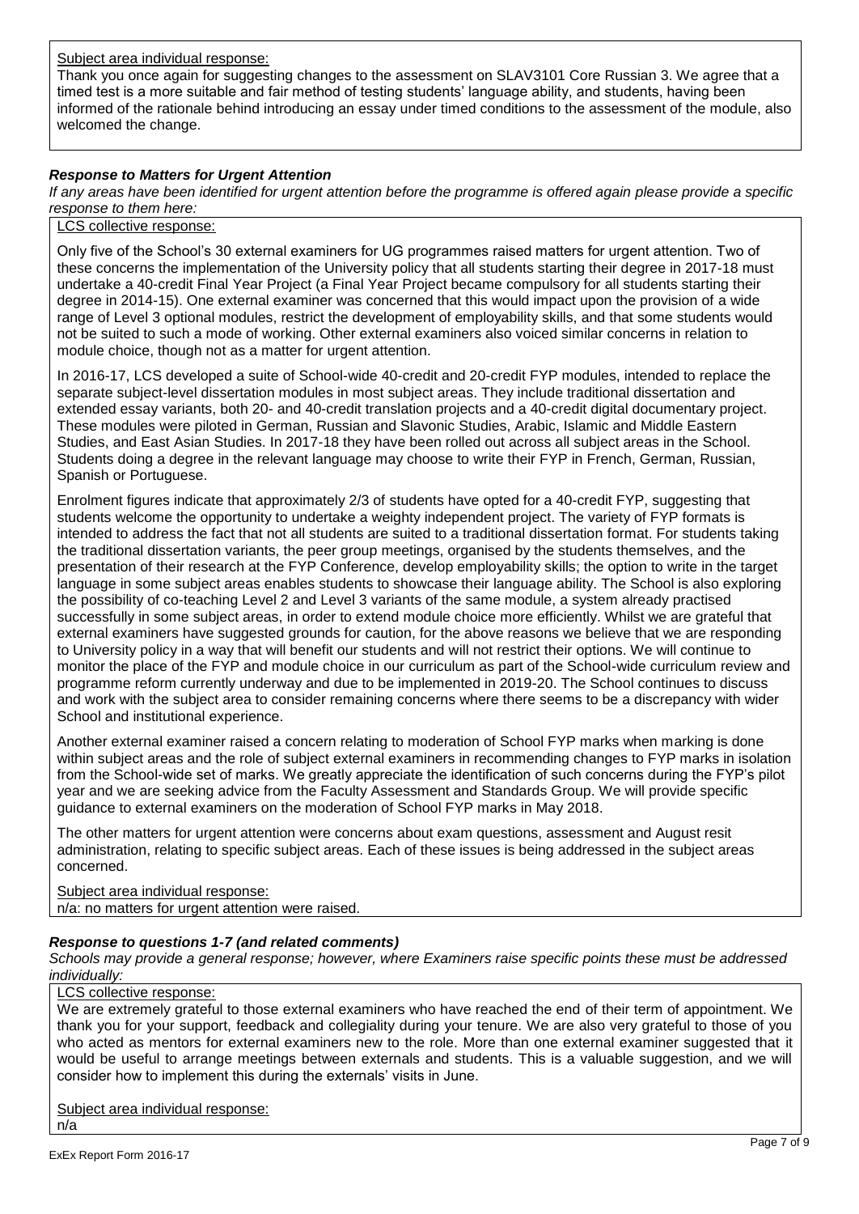Subject area individual response:
Thank you once again for suggesting changes to the assessment on SLAV3101 Core Russian 3. We agree that a timed test is a more suitable and fair method of testing students' language ability, and students, having been informed of the rationale behind introducing an essay under timed conditions to the assessment of the module, also welcomed the change.

### ***Response to Matters for Urgent Attention***

*If any areas have been identified for urgent attention before the programme is offered again please provide a specific response to them here:*

LCS collective response:

Only five of the School's 30 external examiners for UG programmes raised matters for urgent attention. Two of these concerns the implementation of the University policy that all students starting their degree in 2017-18 must undertake a 40-credit Final Year Project (a Final Year Project became compulsory for all students starting their degree in 2014-15). One external examiner was concerned that this would impact upon the provision of a wide range of Level 3 optional modules, restrict the development of employability skills, and that some students would not be suited to such a mode of working. Other external examiners also voiced similar concerns in relation to module choice, though not as a matter for urgent attention.

In 2016-17, LCS developed a suite of School-wide 40-credit and 20-credit FYP modules, intended to replace the separate subject-level dissertation modules in most subject areas. They include traditional dissertation and extended essay variants, both 20- and 40-credit translation projects and a 40-credit digital documentary project. These modules were piloted in German, Russian and Slavonic Studies, Arabic, Islamic and Middle Eastern Studies, and East Asian Studies. In 2017-18 they have been rolled out across all subject areas in the School. Students doing a degree in the relevant language may choose to write their FYP in French, German, Russian, Spanish or Portuguese.

Enrolment figures indicate that approximately 2/3 of students have opted for a 40-credit FYP, suggesting that students welcome the opportunity to undertake a weighty independent project. The variety of FYP formats is intended to address the fact that not all students are suited to a traditional dissertation format. For students taking the traditional dissertation variants, the peer group meetings, organised by the students themselves, and the presentation of their research at the FYP Conference, develop employability skills; the option to write in the target language in some subject areas enables students to showcase their language ability. The School is also exploring the possibility of co-teaching Level 2 and Level 3 variants of the same module, a system already practised successfully in some subject areas, in order to extend module choice more efficiently. Whilst we are grateful that external examiners have suggested grounds for caution, for the above reasons we believe that we are responding to University policy in a way that will benefit our students and will not restrict their options. We will continue to monitor the place of the FYP and module choice in our curriculum as part of the School-wide curriculum review and programme reform currently underway and due to be implemented in 2019-20. The School continues to discuss and work with the subject area to consider remaining concerns where there seems to be a discrepancy with wider School and institutional experience.

Another external examiner raised a concern relating to moderation of School FYP marks when marking is done within subject areas and the role of subject external examiners in recommending changes to FYP marks in isolation from the School-wide set of marks. We greatly appreciate the identification of such concerns during the FYP's pilot year and we are seeking advice from the Faculty Assessment and Standards Group. We will provide specific guidance to external examiners on the moderation of School FYP marks in May 2018.

The other matters for urgent attention were concerns about exam questions, assessment and August resit administration, relating to specific subject areas. Each of these issues is being addressed in the subject areas concerned.

Subject area individual response:
n/a: no matters for urgent attention were raised.

### ***Response to questions 1-7 (and related comments)***

*Schools may provide a general response; however, where Examiners raise specific points these must be addressed individually:*

LCS collective response:
We are extremely grateful to those external examiners who have reached the end of their term of appointment. We thank you for your support, feedback and collegiality during your tenure. We are also very grateful to those of you who acted as mentors for external examiners new to the role. More than one external examiner suggested that it would be useful to arrange meetings between externals and students. This is a valuable suggestion, and we will consider how to implement this during the externals' visits in June.

Subject area individual response:
n/a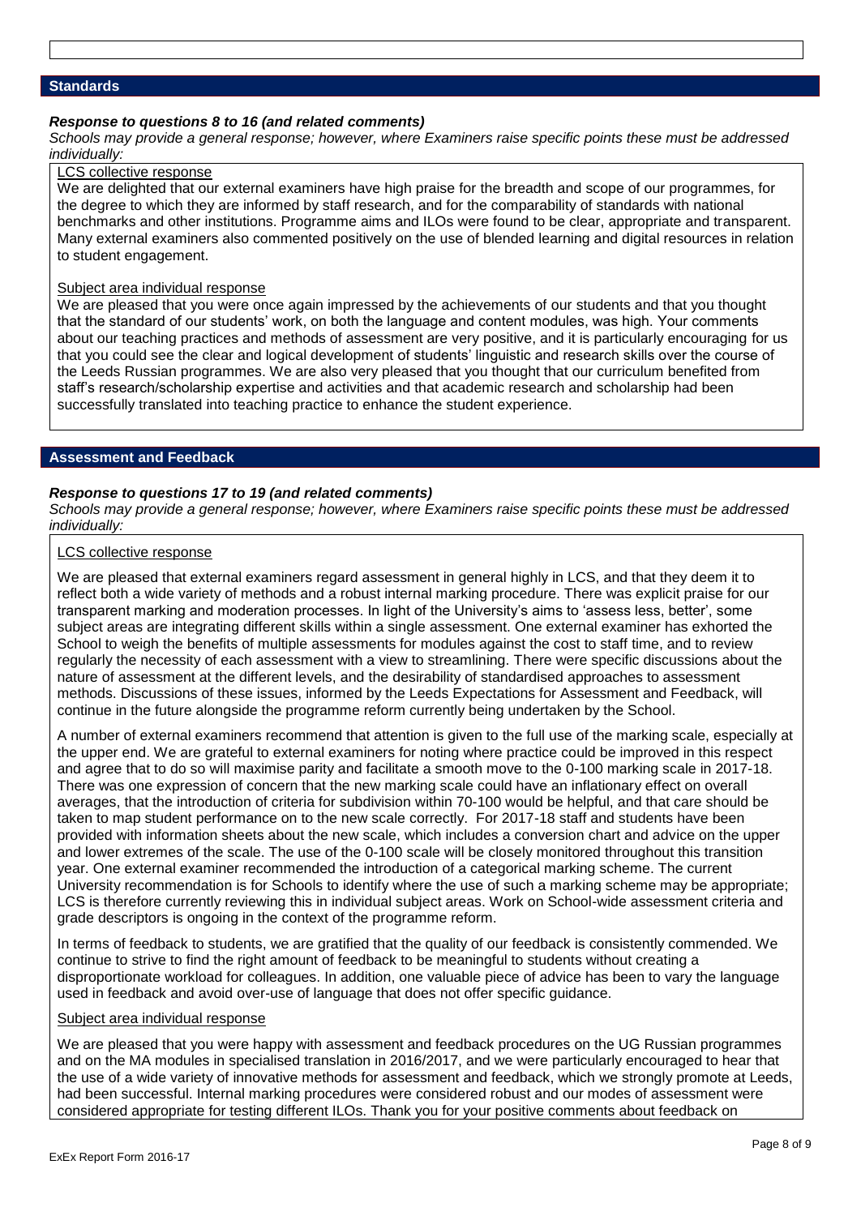## Standards

***Response to questions 8 to 16 (and related comments)***

*Schools may provide a general response; however, where Examiners raise specific points these must be addressed individually:*

LCS collective response

We are delighted that our external examiners have high praise for the breadth and scope of our programmes, for the degree to which they are informed by staff research, and for the comparability of standards with national benchmarks and other institutions. Programme aims and ILOs were found to be clear, appropriate and transparent. Many external examiners also commented positively on the use of blended learning and digital resources in relation to student engagement.

Subject area individual response

We are pleased that you were once again impressed by the achievements of our students and that you thought that the standard of our students' work, on both the language and content modules, was high. Your comments about our teaching practices and methods of assessment are very positive, and it is particularly encouraging for us that you could see the clear and logical development of students' linguistic and research skills over the course of the Leeds Russian programmes. We are also very pleased that you thought that our curriculum benefited from staff's research/scholarship expertise and activities and that academic research and scholarship had been successfully translated into teaching practice to enhance the student experience.

## Assessment and Feedback

***Response to questions 17 to 19 (and related comments)***

*Schools may provide a general response; however, where Examiners raise specific points these must be addressed individually:*

LCS collective response

We are pleased that external examiners regard assessment in general highly in LCS, and that they deem it to reflect both a wide variety of methods and a robust internal marking procedure. There was explicit praise for our transparent marking and moderation processes. In light of the University's aims to 'assess less, better', some subject areas are integrating different skills within a single assessment. One external examiner has exhorted the School to weigh the benefits of multiple assessments for modules against the cost to staff time, and to review regularly the necessity of each assessment with a view to streamlining. There were specific discussions about the nature of assessment at the different levels, and the desirability of standardised approaches to assessment methods. Discussions of these issues, informed by the Leeds Expectations for Assessment and Feedback, will continue in the future alongside the programme reform currently being undertaken by the School.

A number of external examiners recommend that attention is given to the full use of the marking scale, especially at the upper end. We are grateful to external examiners for noting where practice could be improved in this respect and agree that to do so will maximise parity and facilitate a smooth move to the 0-100 marking scale in 2017-18. There was one expression of concern that the new marking scale could have an inflationary effect on overall averages, that the introduction of criteria for subdivision within 70-100 would be helpful, and that care should be taken to map student performance on to the new scale correctly. For 2017-18 staff and students have been provided with information sheets about the new scale, which includes a conversion chart and advice on the upper and lower extremes of the scale. The use of the 0-100 scale will be closely monitored throughout this transition year. One external examiner recommended the introduction of a categorical marking scheme. The current University recommendation is for Schools to identify where the use of such a marking scheme may be appropriate; LCS is therefore currently reviewing this in individual subject areas. Work on School-wide assessment criteria and grade descriptors is ongoing in the context of the programme reform.

In terms of feedback to students, we are gratified that the quality of our feedback is consistently commended. We continue to strive to find the right amount of feedback to be meaningful to students without creating a disproportionate workload for colleagues. In addition, one valuable piece of advice has been to vary the language used in feedback and avoid over-use of language that does not offer specific guidance.

Subject area individual response

We are pleased that you were happy with assessment and feedback procedures on the UG Russian programmes and on the MA modules in specialised translation in 2016/2017, and we were particularly encouraged to hear that the use of a wide variety of innovative methods for assessment and feedback, which we strongly promote at Leeds, had been successful. Internal marking procedures were considered robust and our modes of assessment were considered appropriate for testing different ILOs. Thank you for your positive comments about feedback on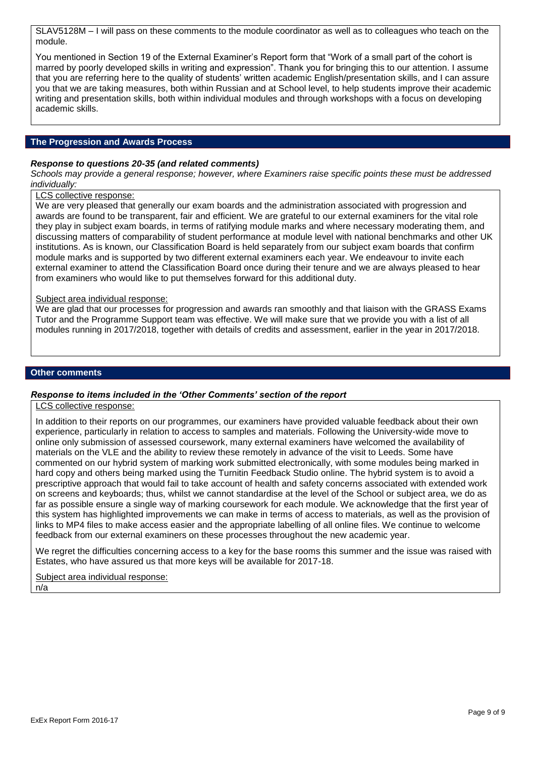SLAV5128M – I will pass on these comments to the module coordinator as well as to colleagues who teach on the module.

You mentioned in Section 19 of the External Examiner's Report form that "Work of a small part of the cohort is marred by poorly developed skills in writing and expression". Thank you for bringing this to our attention. I assume that you are referring here to the quality of students' written academic English/presentation skills, and I can assure you that we are taking measures, both within Russian and at School level, to help students improve their academic writing and presentation skills, both within individual modules and through workshops with a focus on developing academic skills.

## The Progression and Awards Process

***Response to questions 20-35 (and related comments)***

*Schools may provide a general response; however, where Examiners raise specific points these must be addressed individually:*

LCS collective response:

We are very pleased that generally our exam boards and the administration associated with progression and awards are found to be transparent, fair and efficient. We are grateful to our external examiners for the vital role they play in subject exam boards, in terms of ratifying module marks and where necessary moderating them, and discussing matters of comparability of student performance at module level with national benchmarks and other UK institutions. As is known, our Classification Board is held separately from our subject exam boards that confirm module marks and is supported by two different external examiners each year. We endeavour to invite each external examiner to attend the Classification Board once during their tenure and we are always pleased to hear from examiners who would like to put themselves forward for this additional duty.

Subject area individual response:

We are glad that our processes for progression and awards ran smoothly and that liaison with the GRASS Exams Tutor and the Programme Support team was effective. We will make sure that we provide you with a list of all modules running in 2017/2018, together with details of credits and assessment, earlier in the year in 2017/2018.

## Other comments

***Response to items included in the 'Other Comments' section of the report***

LCS collective response:

In addition to their reports on our programmes, our examiners have provided valuable feedback about their own experience, particularly in relation to access to samples and materials. Following the University-wide move to online only submission of assessed coursework, many external examiners have welcomed the availability of materials on the VLE and the ability to review these remotely in advance of the visit to Leeds. Some have commented on our hybrid system of marking work submitted electronically, with some modules being marked in hard copy and others being marked using the Turnitin Feedback Studio online. The hybrid system is to avoid a prescriptive approach that would fail to take account of health and safety concerns associated with extended work on screens and keyboards; thus, whilst we cannot standardise at the level of the School or subject area, we do as far as possible ensure a single way of marking coursework for each module. We acknowledge that the first year of this system has highlighted improvements we can make in terms of access to materials, as well as the provision of links to MP4 files to make access easier and the appropriate labelling of all online files. We continue to welcome feedback from our external examiners on these processes throughout the new academic year.

We regret the difficulties concerning access to a key for the base rooms this summer and the issue was raised with Estates, who have assured us that more keys will be available for 2017-18.

Subject area individual response:

n/a